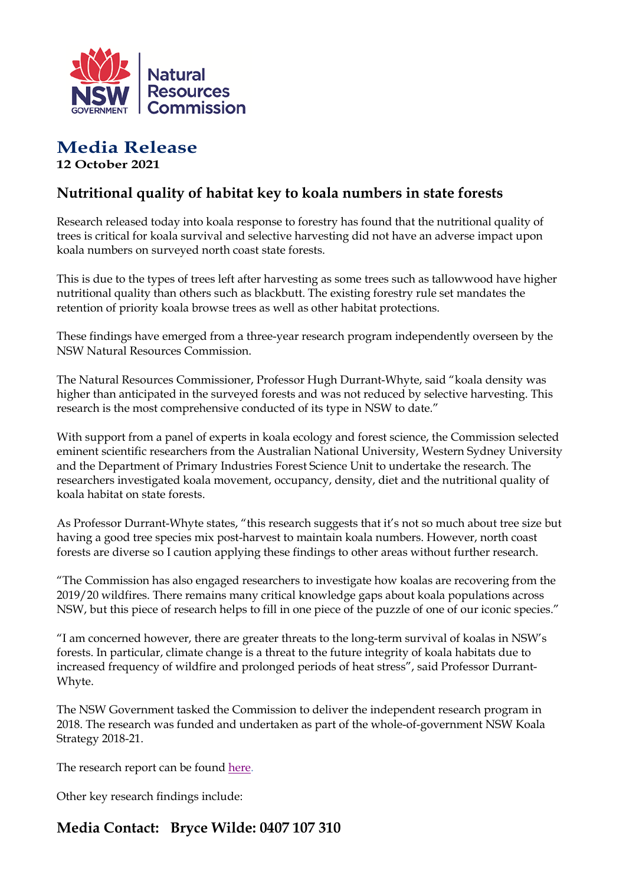NSW Government | Natural Resources Commission

# Media Release

**12 October 2021**

## Nutritional quality of habitat key to koala numbers in state forests

Research released today into koala response to forestry has found that the nutritional quality of trees is critical for koala survival and selective harvesting did not have an adverse impact upon koala numbers on surveyed north coast state forests.

This is due to the types of trees left after harvesting as some trees such as tallowwood have higher nutritional quality than others such as blackbutt. The existing forestry rule set mandates the retention of priority koala browse trees as well as other habitat protections.

These findings have emerged from a three-year research program independently overseen by the NSW Natural Resources Commission.

The Natural Resources Commissioner, Professor Hugh Durrant-Whyte, said "koala density was higher than anticipated in the surveyed forests and was not reduced by selective harvesting. This research is the most comprehensive conducted of its type in NSW to date."

With support from a panel of experts in koala ecology and forest science, the Commission selected eminent scientific researchers from the Australian National University, Western Sydney University and the Department of Primary Industries Forest Science Unit to undertake the research. The researchers investigated koala movement, occupancy, density, diet and the nutritional quality of koala habitat on state forests.

As Professor Durrant-Whyte states, "this research suggests that it's not so much about tree size but having a good tree species mix post-harvest to maintain koala numbers. However, north coast forests are diverse so I caution applying these findings to other areas without further research.

"The Commission has also engaged researchers to investigate how koalas are recovering from the 2019/20 wildfires. There remains many critical knowledge gaps about koala populations across NSW, but this piece of research helps to fill in one piece of the puzzle of one of our iconic species."

"I am concerned however, there are greater threats to the long-term survival of koalas in NSW's forests. In particular, climate change is a threat to the future integrity of koala habitats due to increased frequency of wildfire and prolonged periods of heat stress", said Professor Durrant-Whyte.

The NSW Government tasked the Commission to deliver the independent research program in 2018. The research was funded and undertaken as part of the whole-of-government NSW Koala Strategy 2018-21.

The research report can be found here.

Other key research findings include:

**Media Contact: Bryce Wilde: 0407 107 310**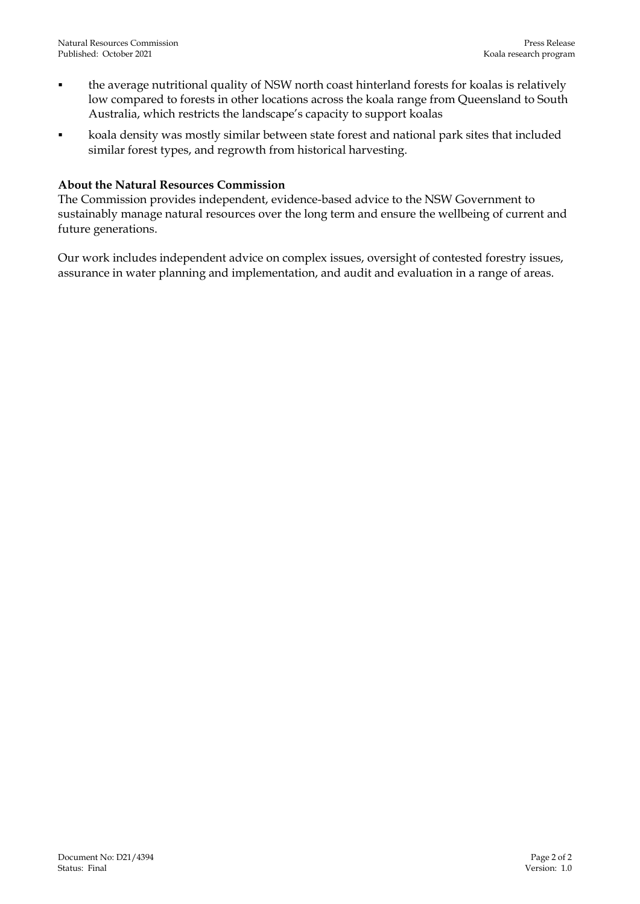- the average nutritional quality of NSW north coast hinterland forests for koalas is relatively low compared to forests in other locations across the koala range from Queensland to South Australia, which restricts the landscape's capacity to support koalas
- koala density was mostly similar between state forest and national park sites that included similar forest types, and regrowth from historical harvesting.

**About the Natural Resources Commission**

The Commission provides independent, evidence-based advice to the NSW Government to sustainably manage natural resources over the long term and ensure the wellbeing of current and future generations.

Our work includes independent advice on complex issues, oversight of contested forestry issues, assurance in water planning and implementation, and audit and evaluation in a range of areas.